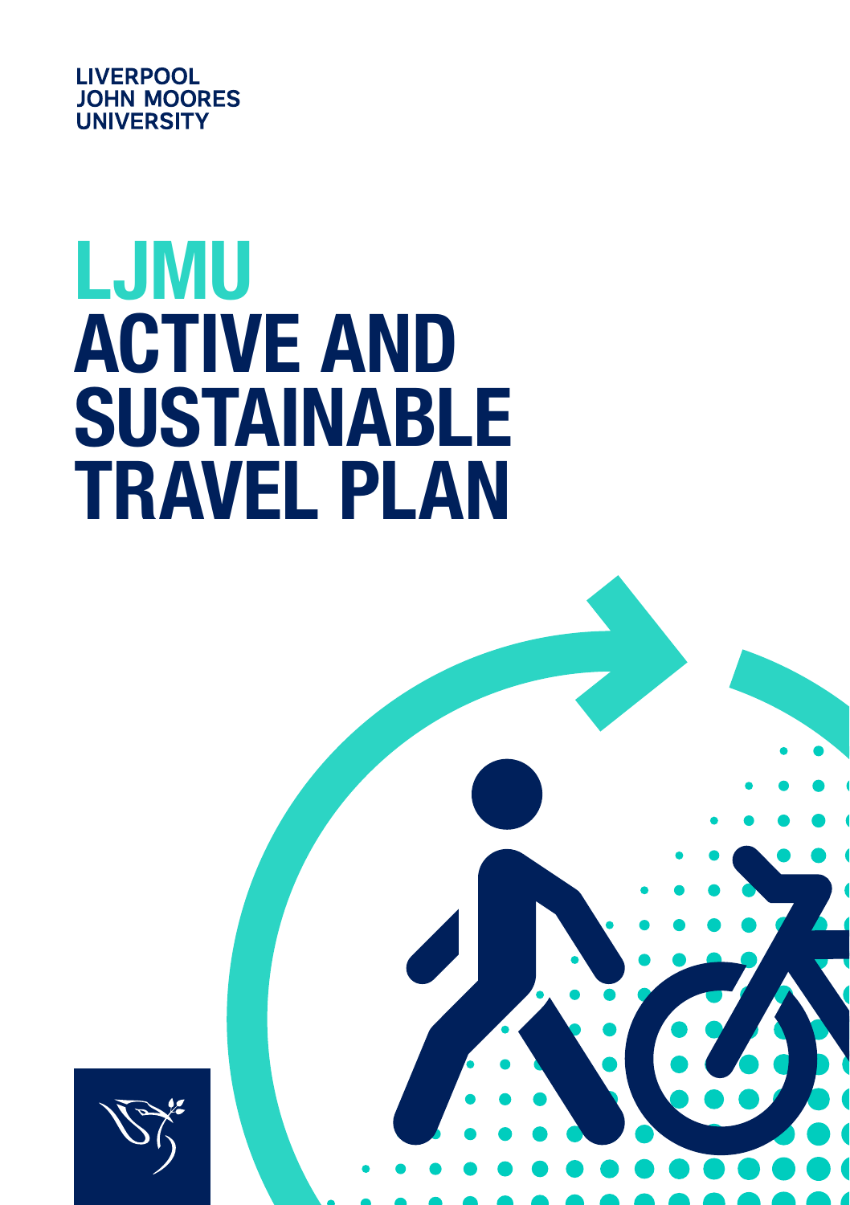LIVERPOOL
JOHN MOORES
UNIVERSITY

# LJMU ACTIVE AND SUSTAINABLE TRAVEL PLAN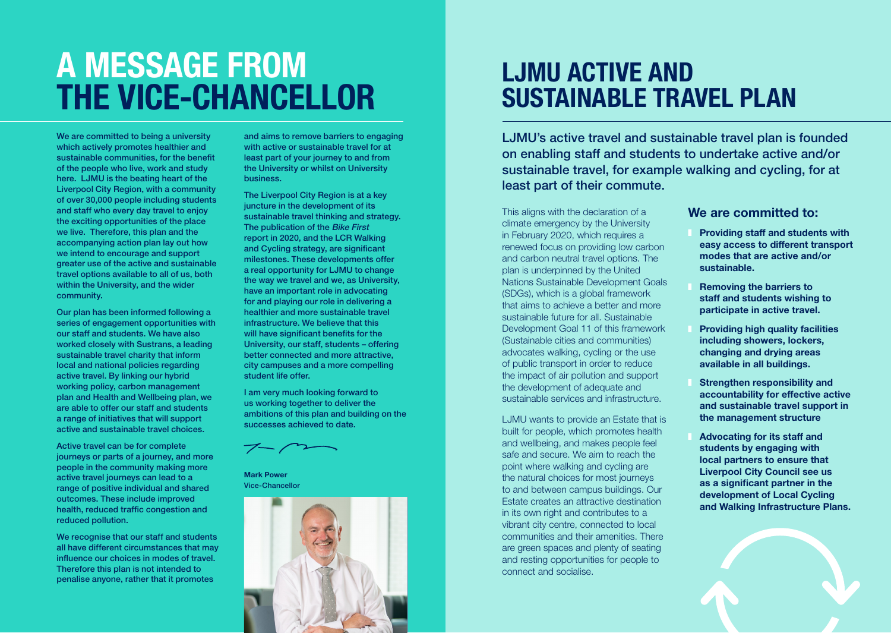# A MESSAGE FROM THE VICE-CHANCELLOR

We are committed to being a university which actively promotes healthier and sustainable communities, for the benefit of the people who live, work and study here. LJMU is the beating heart of the Liverpool City Region, with a community of over 30,000 people including students and staff who every day travel to enjoy the exciting opportunities of the place we live. Therefore, this plan and the accompanying action plan lay out how we intend to encourage and support greater use of the active and sustainable travel options available to all of us, both within the University, and the wider community.

Our plan has been informed following a series of engagement opportunities with our staff and students. We have also worked closely with Sustrans, a leading sustainable travel charity that inform local and national policies regarding active travel. By linking our hybrid working policy, carbon management plan and Health and Wellbeing plan, we are able to offer our staff and students a range of initiatives that will support active and sustainable travel choices.

Active travel can be for complete journeys or parts of a journey, and more people in the community making more active travel journeys can lead to a range of positive individual and shared outcomes. These include improved health, reduced traffic congestion and reduced pollution.

We recognise that our staff and students all have different circumstances that may influence our choices in modes of travel. Therefore this plan is not intended to penalise anyone, rather that it promotes and aims to remove barriers to engaging with active or sustainable travel for at least part of your journey to and from the University or whilst on University business.

The Liverpool City Region is at a key juncture in the development of its sustainable travel thinking and strategy. The publication of the *Bike First* report in 2020, and the LCR Walking and Cycling strategy, are significant milestones. These developments offer a real opportunity for LJMU to change the way we travel and we, as University, have an important role in advocating for and playing our role in delivering a healthier and more sustainable travel infrastructure. We believe that this will have significant benefits for the University, our staff, students – offering better connected and more attractive, city campuses and a more compelling student life offer.

I am very much looking forward to us working together to deliver the ambitions of this plan and building on the successes achieved to date.

**Mark Power**
Vice-Chancellor

# LJMU ACTIVE AND SUSTAINABLE TRAVEL PLAN

LJMU's active travel and sustainable travel plan is founded on enabling staff and students to undertake active and/or sustainable travel, for example walking and cycling, for at least part of their commute.

This aligns with the declaration of a climate emergency by the University in February 2020, which requires a renewed focus on providing low carbon and carbon neutral travel options. The plan is underpinned by the United Nations Sustainable Development Goals (SDGs), which is a global framework that aims to achieve a better and more sustainable future for all. Sustainable Development Goal 11 of this framework (Sustainable cities and communities) advocates walking, cycling or the use of public transport in order to reduce the impact of air pollution and support the development of adequate and sustainable services and infrastructure.

LJMU wants to provide an Estate that is built for people, which promotes health and wellbeing, and makes people feel safe and secure. We aim to reach the point where walking and cycling are the natural choices for most journeys to and between campus buildings. Our Estate creates an attractive destination in its own right and contributes to a vibrant city centre, connected to local communities and their amenities. There are green spaces and plenty of seating and resting opportunities for people to connect and socialise.

### We are committed to:

- **Providing staff and students with easy access to different transport modes that are active and/or sustainable.**
- **Removing the barriers to staff and students wishing to participate in active travel.**
- **Providing high quality facilities including showers, lockers, changing and drying areas available in all buildings.**
- **Strengthen responsibility and accountability for effective active and sustainable travel support in the management structure**
- **Advocating for its staff and students by engaging with local partners to ensure that Liverpool City Council see us as a significant partner in the development of Local Cycling and Walking Infrastructure Plans.**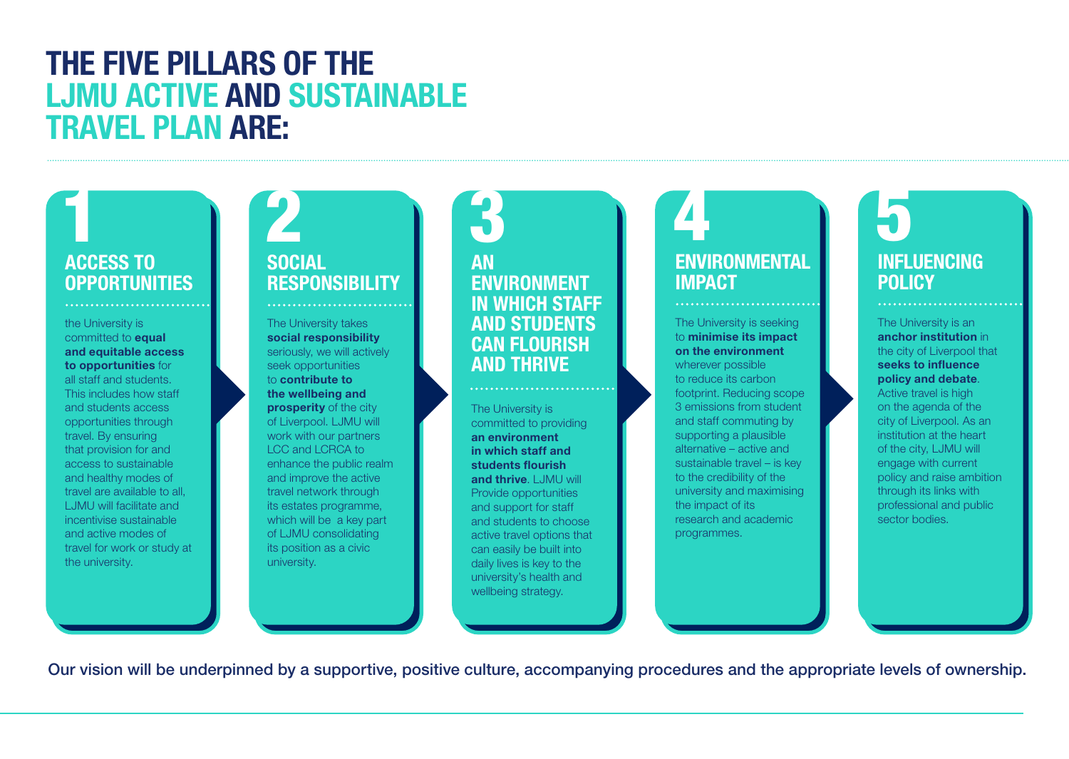# THE FIVE PILLARS OF THE LJMU ACTIVE AND SUSTAINABLE TRAVEL PLAN ARE:

## 1 ACCESS TO OPPORTUNITIES

the University is committed to **equal and equitable access to opportunities** for all staff and students. This includes how staff and students access opportunities through travel. By ensuring that provision for and access to sustainable and healthy modes of travel are available to all, LJMU will facilitate and incentivise sustainable and active modes of travel for work or study at the university.

## 2 SOCIAL RESPONSIBILITY

The University takes **social responsibility** seriously, we will actively seek opportunities to **contribute to the wellbeing and prosperity** of the city of Liverpool. LJMU will work with our partners LCC and LCRCA to enhance the public realm and improve the active travel network through its estates programme, which will be a key part of LJMU consolidating its position as a civic university.

## 3 AN ENVIRONMENT IN WHICH STAFF AND STUDENTS CAN FLOURISH AND THRIVE

The University is committed to providing **an environment in which staff and students flourish and thrive**. LJMU will Provide opportunities and support for staff and students to choose active travel options that can easily be built into daily lives is key to the university's health and wellbeing strategy.

## 4 ENVIRONMENTAL IMPACT

The University is seeking to **minimise its impact on the environment** wherever possible to reduce its carbon footprint. Reducing scope 3 emissions from student and staff commuting by supporting a plausible alternative – active and sustainable travel – is key to the credibility of the university and maximising the impact of its research and academic programmes.

## 5 INFLUENCING POLICY

The University is an **anchor institution** in the city of Liverpool that **seeks to influence policy and debate**. Active travel is high on the agenda of the city of Liverpool. As an institution at the heart of the city, LJMU will engage with current policy and raise ambition through its links with professional and public sector bodies.

Our vision will be underpinned by a supportive, positive culture, accompanying procedures and the appropriate levels of ownership.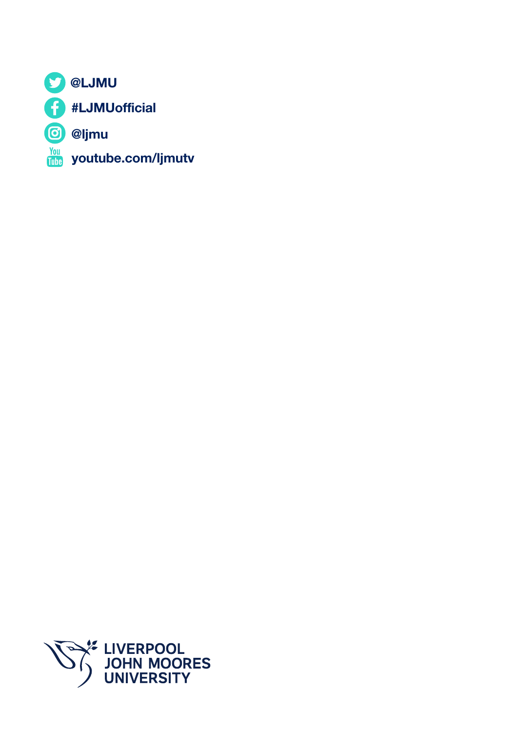@LJMU

#LJMUofficial

@ljmu

youtube.com/ljmutv

LIVERPOOL
JOHN MOORES
UNIVERSITY